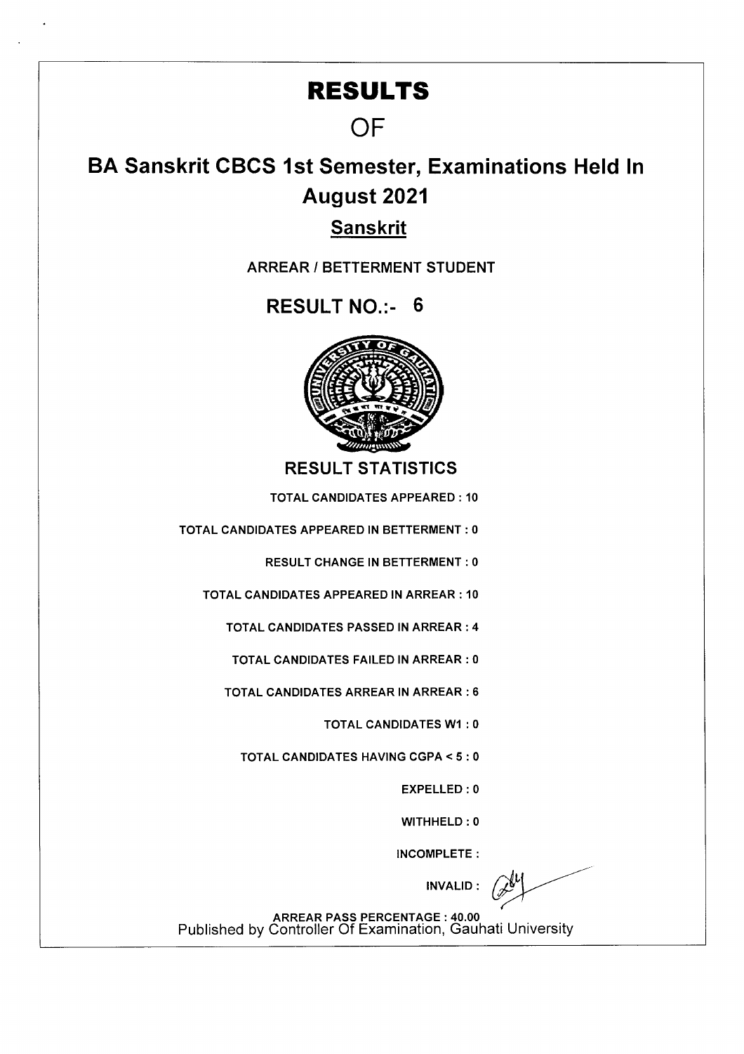# RESULTS

## OF

## BA Sanskrit CBCS 1st Semester, Examinations Held In August 2021

### Sanskrit

ARREAR / BETTERMENT STUDENT

**RESULT NO.:- 6**

### RESULT STATISTICS

TOTAL CANDIDATES APPEARED : 10

TOTAL CANDIDATES APPEARED IN BETTERMENT : 0

RESULT CHANGE IN BETTERMENT : 0

TOTAL CANDIDATES APPEARED IN ARREAR : 10

TOTAL CANDIDATES PASSED IN ARREAR : 4

TOTAL CANDIDATES FAILED IN ARREAR : 0

TOTAL CANDIDATES ARREAR IN ARREAR : 6

TOTAL CANDIDATES W1 : 0

TOTAL CANDIDATES HAVING CGPA < 5 : 0

EXPELLED : 0

WITHHELD : 0

INCOMPLETE :

INVALID :

ARREAR PASS PERCENTAGE : 40.00

Published by Controller Of Examination, Gauhati University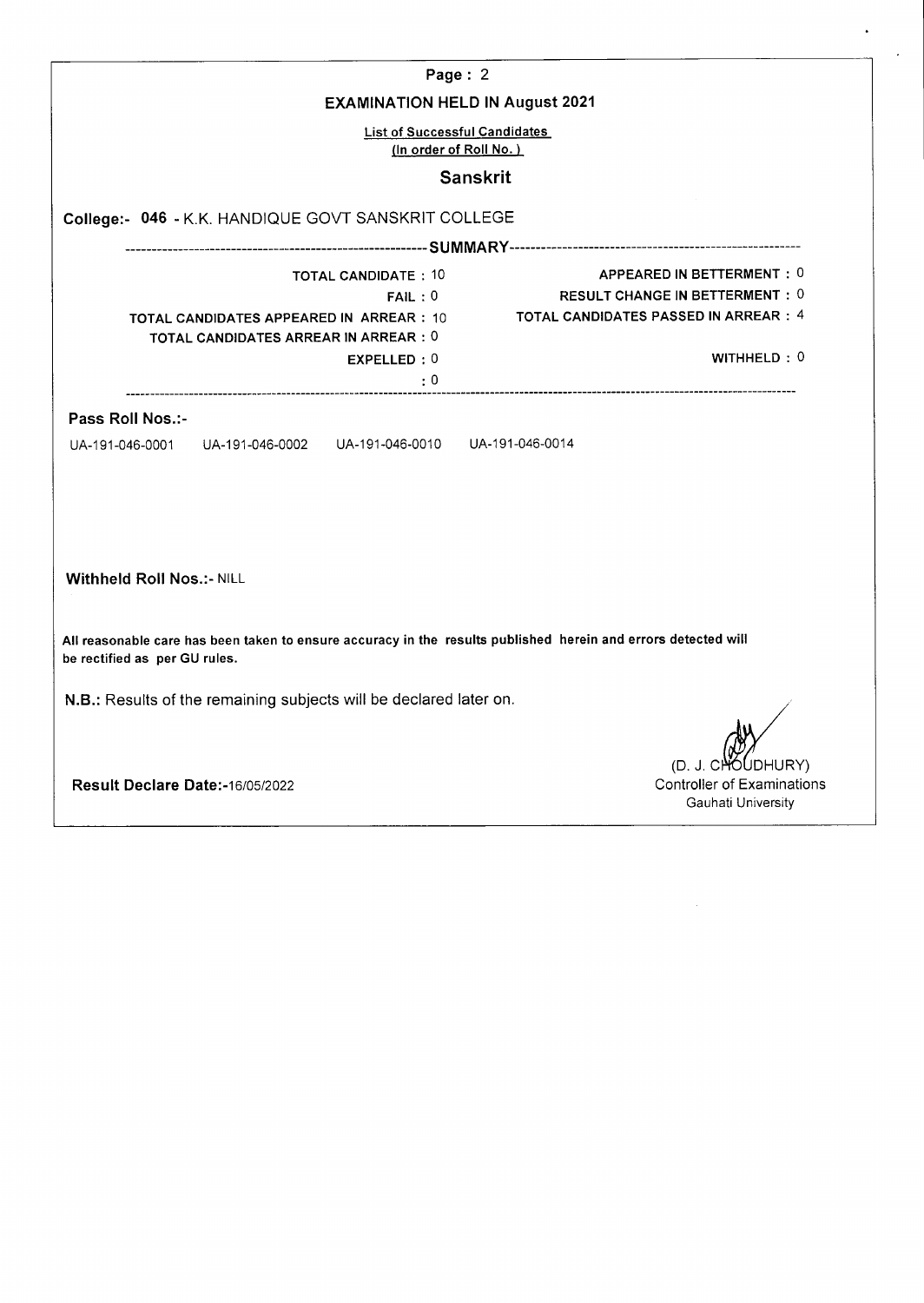**EXAMINATION HELD IN August 2021**

List of Successful Candidates
(In order of Roll No.)

**Sanskrit**

**College:- 046** - K.K. HANDIQUE GOVT SANSKRIT COLLEGE

---------- **SUMMARY** ----------

| | |
|---|---|
| TOTAL CANDIDATE : 10 | APPEARED IN BETTERMENT : 0 |
| FAIL : 0 | RESULT CHANGE IN BETTERMENT : 0 |
| TOTAL CANDIDATES APPEARED IN ARREAR : 10 | TOTAL CANDIDATES PASSED IN ARREAR : 4 |
| TOTAL CANDIDATES ARREAR IN ARREAR : 0 | |
| EXPELLED : 0 | WITHHELD : 0 |
| : 0 | |

**Pass Roll Nos.:-**

UA-191-046-0001 UA-191-046-0002 UA-191-046-0010 UA-191-046-0014

**Withheld Roll Nos.:-** NILL

**All reasonable care has been taken to ensure accuracy in the results published herein and errors detected will be rectified as per GU rules.**

**N.B.:** Results of the remaining subjects will be declared later on.

**Result Declare Date:-**16/05/2022

(D. J. CHOUDHURY)
Controller of Examinations
Gauhati University